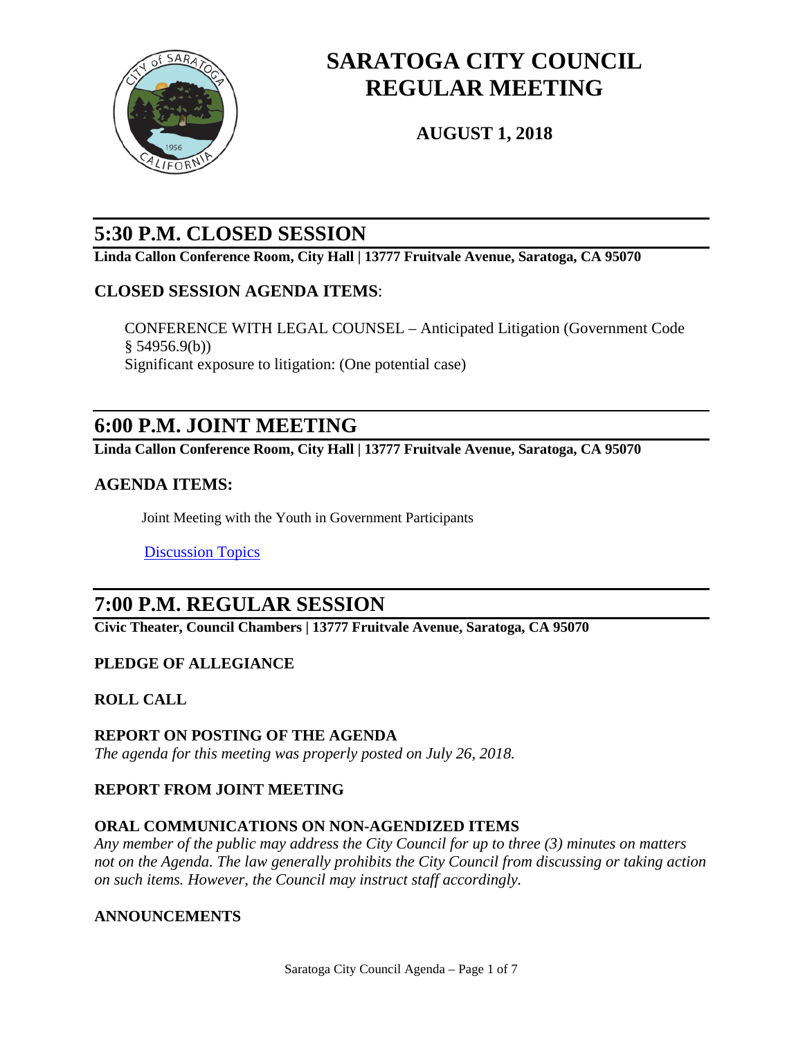# SARATOGA CITY COUNCIL REGULAR MEETING

### AUGUST 1, 2018

## 5:30 P.M. CLOSED SESSION

**Linda Callon Conference Room, City Hall | 13777 Fruitvale Avenue, Saratoga, CA 95070**

### CLOSED SESSION AGENDA ITEMS:

CONFERENCE WITH LEGAL COUNSEL – Anticipated Litigation (Government Code § 54956.9(b))
Significant exposure to litigation: (One potential case)

## 6:00 P.M. JOINT MEETING

**Linda Callon Conference Room, City Hall | 13777 Fruitvale Avenue, Saratoga, CA 95070**

### AGENDA ITEMS:

Joint Meeting with the Youth in Government Participants

Discussion Topics

## 7:00 P.M. REGULAR SESSION

**Civic Theater, Council Chambers | 13777 Fruitvale Avenue, Saratoga, CA 95070**

### PLEDGE OF ALLEGIANCE

### ROLL CALL

### REPORT ON POSTING OF THE AGENDA

*The agenda for this meeting was properly posted on July 26, 2018.*

### REPORT FROM JOINT MEETING

### ORAL COMMUNICATIONS ON NON-AGENDIZED ITEMS

*Any member of the public may address the City Council for up to three (3) minutes on matters not on the Agenda. The law generally prohibits the City Council from discussing or taking action on such items. However, the Council may instruct staff accordingly.*

### ANNOUNCEMENTS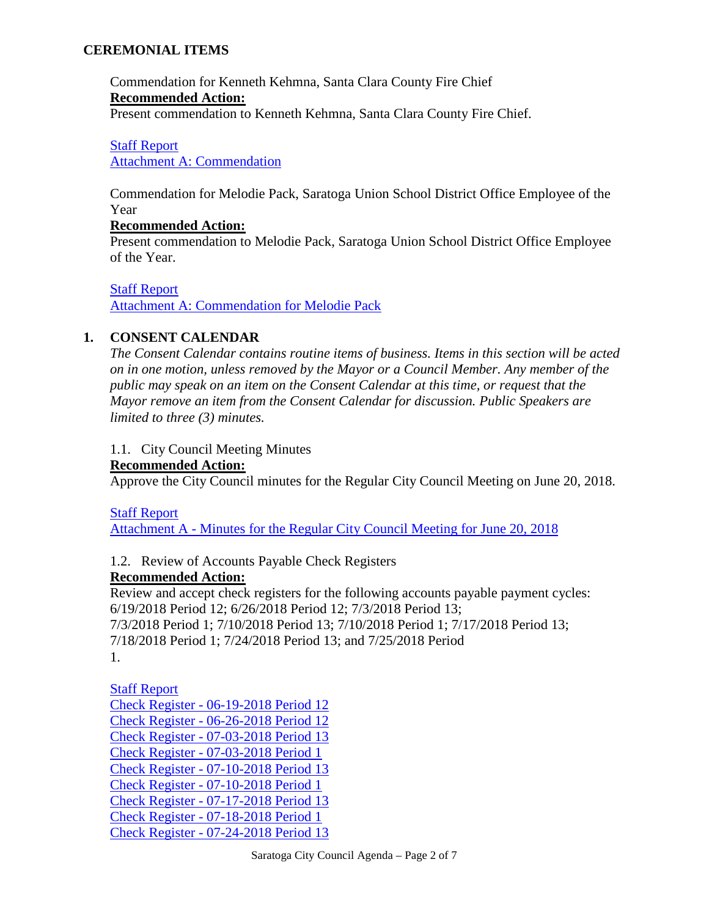## CEREMONIAL ITEMS

Commendation for Kenneth Kehmna, Santa Clara County Fire Chief

**Recommended Action:**

Present commendation to Kenneth Kehmna, Santa Clara County Fire Chief.

Staff Report

Attachment A: Commendation

Commendation for Melodie Pack, Saratoga Union School District Office Employee of the Year

**Recommended Action:**

Present commendation to Melodie Pack, Saratoga Union School District Office Employee of the Year.

Staff Report

Attachment A: Commendation for Melodie Pack

## 1. CONSENT CALENDAR

*The Consent Calendar contains routine items of business. Items in this section will be acted on in one motion, unless removed by the Mayor or a Council Member. Any member of the public may speak on an item on the Consent Calendar at this time, or request that the Mayor remove an item from the Consent Calendar for discussion. Public Speakers are limited to three (3) minutes.*

1.1. City Council Meeting Minutes

**Recommended Action:**

Approve the City Council minutes for the Regular City Council Meeting on June 20, 2018.

Staff Report

Attachment A - Minutes for the Regular City Council Meeting for June 20, 2018

1.2. Review of Accounts Payable Check Registers

**Recommended Action:**

Review and accept check registers for the following accounts payable payment cycles: 6/19/2018 Period 12; 6/26/2018 Period 12; 7/3/2018 Period 13; 7/3/2018 Period 1; 7/10/2018 Period 13; 7/10/2018 Period 1; 7/17/2018 Period 13; 7/18/2018 Period 1; 7/24/2018 Period 13; and 7/25/2018 Period 1.

Staff Report

Check Register - 06-19-2018 Period 12

Check Register - 06-26-2018 Period 12

Check Register - 07-03-2018 Period 13

Check Register - 07-03-2018 Period 1

Check Register - 07-10-2018 Period 13

Check Register - 07-10-2018 Period 1

Check Register - 07-17-2018 Period 13

Check Register - 07-18-2018 Period 1

Check Register - 07-24-2018 Period 13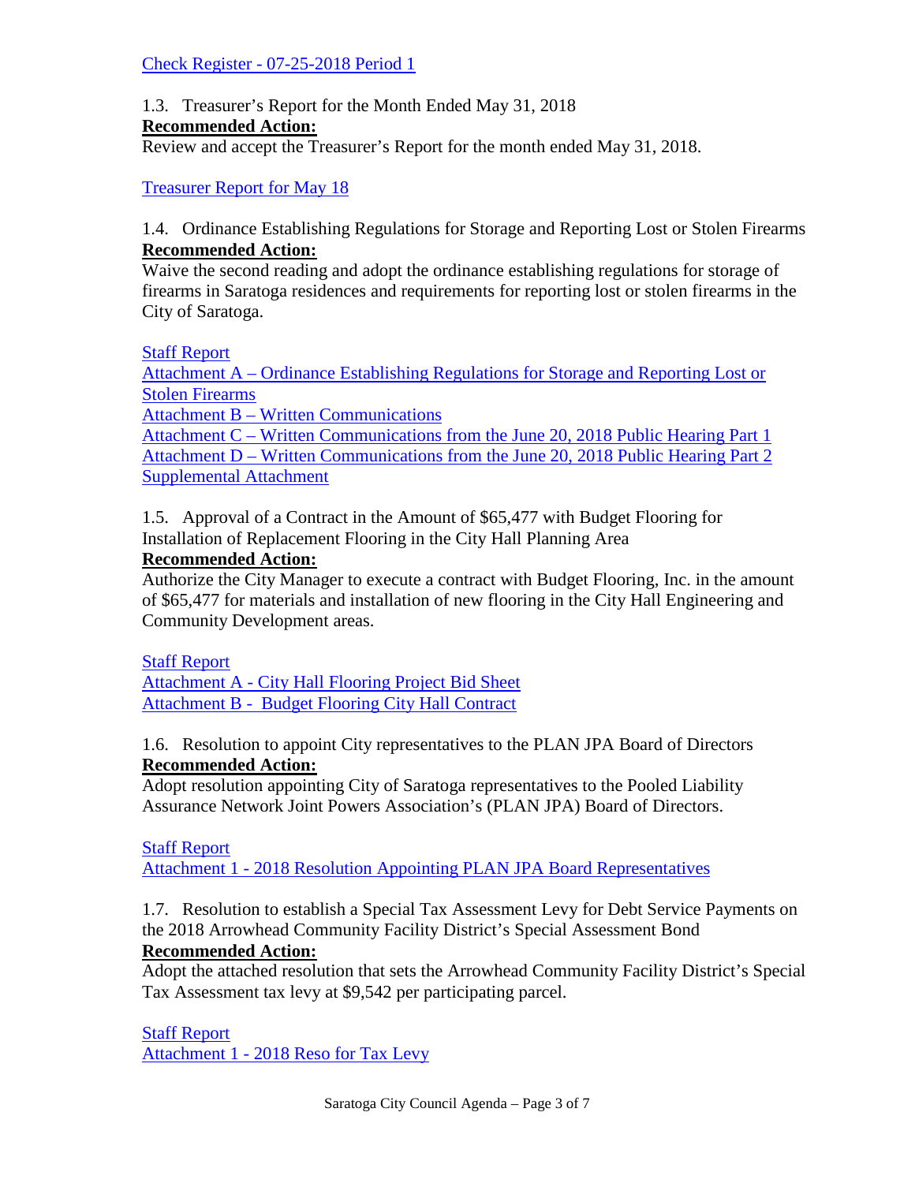Check Register - 07-25-2018 Period 1

1.3. Treasurer's Report for the Month Ended May 31, 2018

**Recommended Action:**

Review and accept the Treasurer's Report for the month ended May 31, 2018.

Treasurer Report for May 18

1.4. Ordinance Establishing Regulations for Storage and Reporting Lost or Stolen Firearms

**Recommended Action:**

Waive the second reading and adopt the ordinance establishing regulations for storage of firearms in Saratoga residences and requirements for reporting lost or stolen firearms in the City of Saratoga.

Staff Report
Attachment A – Ordinance Establishing Regulations for Storage and Reporting Lost or Stolen Firearms
Attachment B – Written Communications
Attachment C – Written Communications from the June 20, 2018 Public Hearing Part 1
Attachment D – Written Communications from the June 20, 2018 Public Hearing Part 2
Supplemental Attachment

1.5. Approval of a Contract in the Amount of $65,477 with Budget Flooring for Installation of Replacement Flooring in the City Hall Planning Area

**Recommended Action:**

Authorize the City Manager to execute a contract with Budget Flooring, Inc. in the amount of $65,477 for materials and installation of new flooring in the City Hall Engineering and Community Development areas.

Staff Report
Attachment A - City Hall Flooring Project Bid Sheet
Attachment B - Budget Flooring City Hall Contract

1.6. Resolution to appoint City representatives to the PLAN JPA Board of Directors

**Recommended Action:**

Adopt resolution appointing City of Saratoga representatives to the Pooled Liability Assurance Network Joint Powers Association's (PLAN JPA) Board of Directors.

Staff Report
Attachment 1 - 2018 Resolution Appointing PLAN JPA Board Representatives

1.7. Resolution to establish a Special Tax Assessment Levy for Debt Service Payments on the 2018 Arrowhead Community Facility District's Special Assessment Bond

**Recommended Action:**

Adopt the attached resolution that sets the Arrowhead Community Facility District's Special Tax Assessment tax levy at $9,542 per participating parcel.

Staff Report
Attachment 1 - 2018 Reso for Tax Levy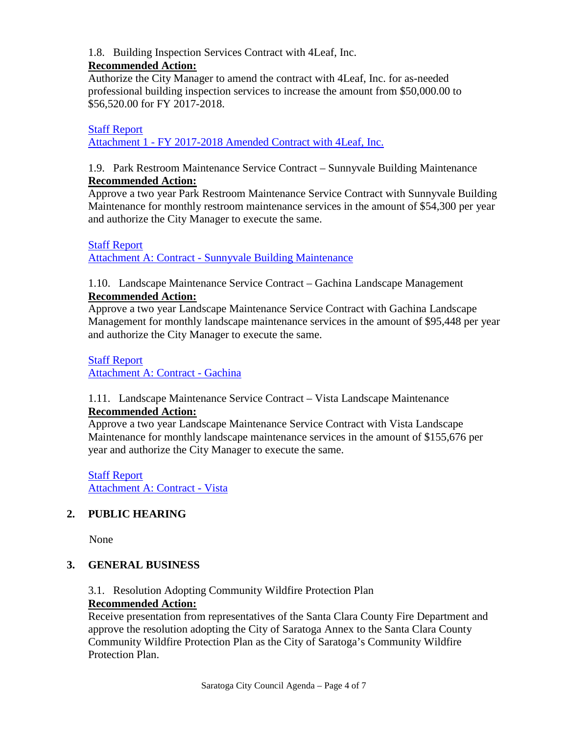1.8. Building Inspection Services Contract with 4Leaf, Inc.

**Recommended Action:**

Authorize the City Manager to amend the contract with 4Leaf, Inc. for as-needed professional building inspection services to increase the amount from $50,000.00 to $56,520.00 for FY 2017-2018.

Staff Report
Attachment 1 - FY 2017-2018 Amended Contract with 4Leaf, Inc.

1.9. Park Restroom Maintenance Service Contract – Sunnyvale Building Maintenance

**Recommended Action:**

Approve a two year Park Restroom Maintenance Service Contract with Sunnyvale Building Maintenance for monthly restroom maintenance services in the amount of $54,300 per year and authorize the City Manager to execute the same.

Staff Report
Attachment A: Contract - Sunnyvale Building Maintenance

1.10. Landscape Maintenance Service Contract – Gachina Landscape Management

**Recommended Action:**

Approve a two year Landscape Maintenance Service Contract with Gachina Landscape Management for monthly landscape maintenance services in the amount of $95,448 per year and authorize the City Manager to execute the same.

Staff Report
Attachment A: Contract - Gachina

1.11. Landscape Maintenance Service Contract – Vista Landscape Maintenance

**Recommended Action:**

Approve a two year Landscape Maintenance Service Contract with Vista Landscape Maintenance for monthly landscape maintenance services in the amount of $155,676 per year and authorize the City Manager to execute the same.

Staff Report
Attachment A: Contract - Vista

## 2. PUBLIC HEARING

None

## 3. GENERAL BUSINESS

3.1. Resolution Adopting Community Wildfire Protection Plan

**Recommended Action:**

Receive presentation from representatives of the Santa Clara County Fire Department and approve the resolution adopting the City of Saratoga Annex to the Santa Clara County Community Wildfire Protection Plan as the City of Saratoga's Community Wildfire Protection Plan.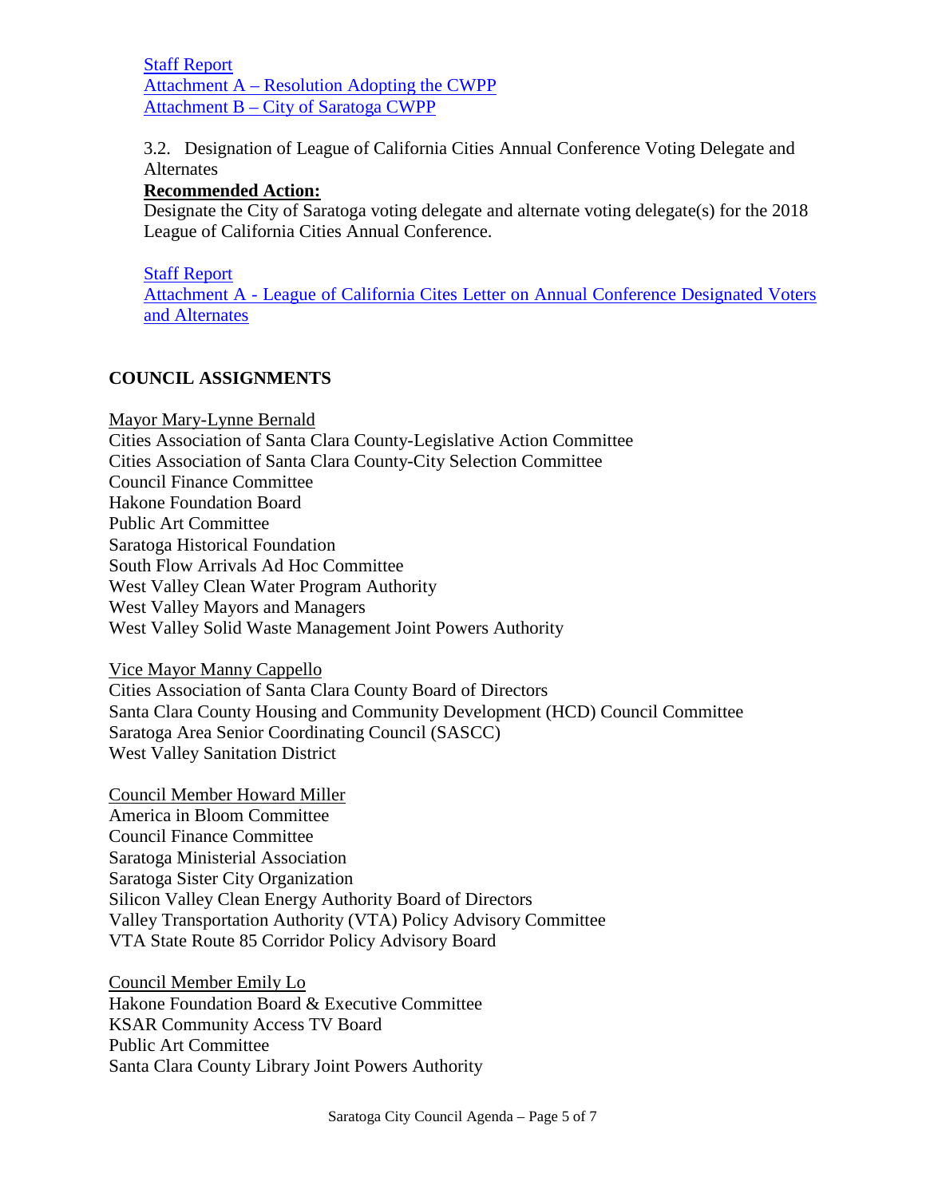[Staff Report](#)
[Attachment A – Resolution Adopting the CWPP](#)
[Attachment B – City of Saratoga CWPP](#)

3.2. Designation of League of California Cities Annual Conference Voting Delegate and Alternates

**Recommended Action:**

Designate the City of Saratoga voting delegate and alternate voting delegate(s) for the 2018 League of California Cities Annual Conference.

[Staff Report](#)
[Attachment A - League of California Cites Letter on Annual Conference Designated Voters and Alternates](#)

## COUNCIL ASSIGNMENTS

Mayor Mary-Lynne Bernald

Cities Association of Santa Clara County-Legislative Action Committee
Cities Association of Santa Clara County-City Selection Committee
Council Finance Committee
Hakone Foundation Board
Public Art Committee
Saratoga Historical Foundation
South Flow Arrivals Ad Hoc Committee
West Valley Clean Water Program Authority
West Valley Mayors and Managers
West Valley Solid Waste Management Joint Powers Authority

Vice Mayor Manny Cappello

Cities Association of Santa Clara County Board of Directors
Santa Clara County Housing and Community Development (HCD) Council Committee
Saratoga Area Senior Coordinating Council (SASCC)
West Valley Sanitation District

Council Member Howard Miller

America in Bloom Committee
Council Finance Committee
Saratoga Ministerial Association
Saratoga Sister City Organization
Silicon Valley Clean Energy Authority Board of Directors
Valley Transportation Authority (VTA) Policy Advisory Committee
VTA State Route 85 Corridor Policy Advisory Board

Council Member Emily Lo

Hakone Foundation Board & Executive Committee
KSAR Community Access TV Board
Public Art Committee
Santa Clara County Library Joint Powers Authority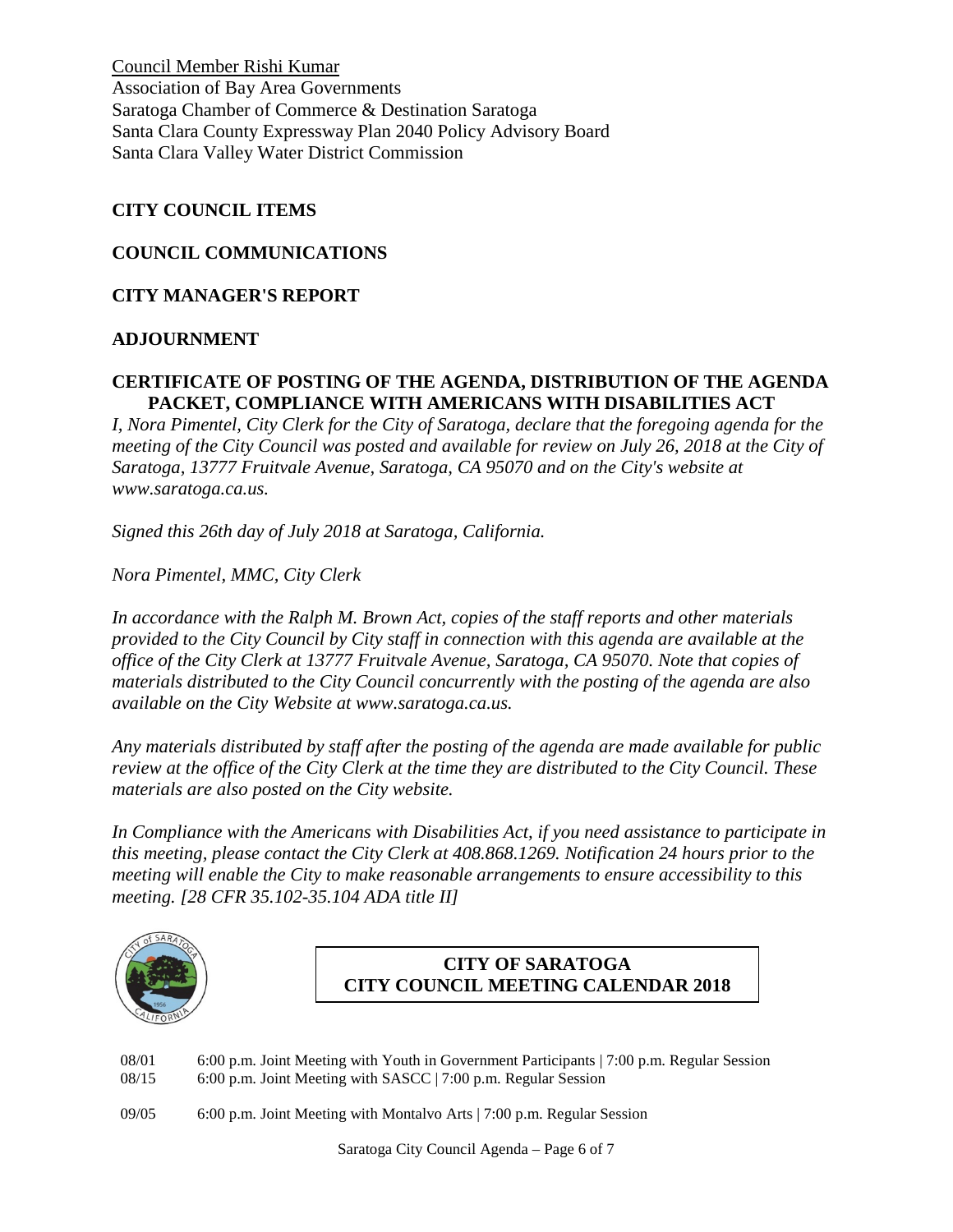Council Member Rishi Kumar
Association of Bay Area Governments
Saratoga Chamber of Commerce & Destination Saratoga
Santa Clara County Expressway Plan 2040 Policy Advisory Board
Santa Clara Valley Water District Commission

## CITY COUNCIL ITEMS

## COUNCIL COMMUNICATIONS

## CITY MANAGER'S REPORT

## ADJOURNMENT

## CERTIFICATE OF POSTING OF THE AGENDA, DISTRIBUTION OF THE AGENDA PACKET, COMPLIANCE WITH AMERICANS WITH DISABILITIES ACT

*I, Nora Pimentel, City Clerk for the City of Saratoga, declare that the foregoing agenda for the meeting of the City Council was posted and available for review on July 26, 2018 at the City of Saratoga, 13777 Fruitvale Avenue, Saratoga, CA 95070 and on the City's website at www.saratoga.ca.us.*

*Signed this 26th day of July 2018 at Saratoga, California.*

*Nora Pimentel, MMC, City Clerk*

*In accordance with the Ralph M. Brown Act, copies of the staff reports and other materials provided to the City Council by City staff in connection with this agenda are available at the office of the City Clerk at 13777 Fruitvale Avenue, Saratoga, CA 95070. Note that copies of materials distributed to the City Council concurrently with the posting of the agenda are also available on the City Website at www.saratoga.ca.us.*

*Any materials distributed by staff after the posting of the agenda are made available for public review at the office of the City Clerk at the time they are distributed to the City Council. These materials are also posted on the City website.*

*In Compliance with the Americans with Disabilities Act, if you need assistance to participate in this meeting, please contact the City Clerk at 408.868.1269. Notification 24 hours prior to the meeting will enable the City to make reasonable arrangements to ensure accessibility to this meeting. [28 CFR 35.102-35.104 ADA title II]*

## CITY OF SARATOGA CITY COUNCIL MEETING CALENDAR 2018

08/01 6:00 p.m. Joint Meeting with Youth in Government Participants | 7:00 p.m. Regular Session
08/15 6:00 p.m. Joint Meeting with SASCC | 7:00 p.m. Regular Session

09/05 6:00 p.m. Joint Meeting with Montalvo Arts | 7:00 p.m. Regular Session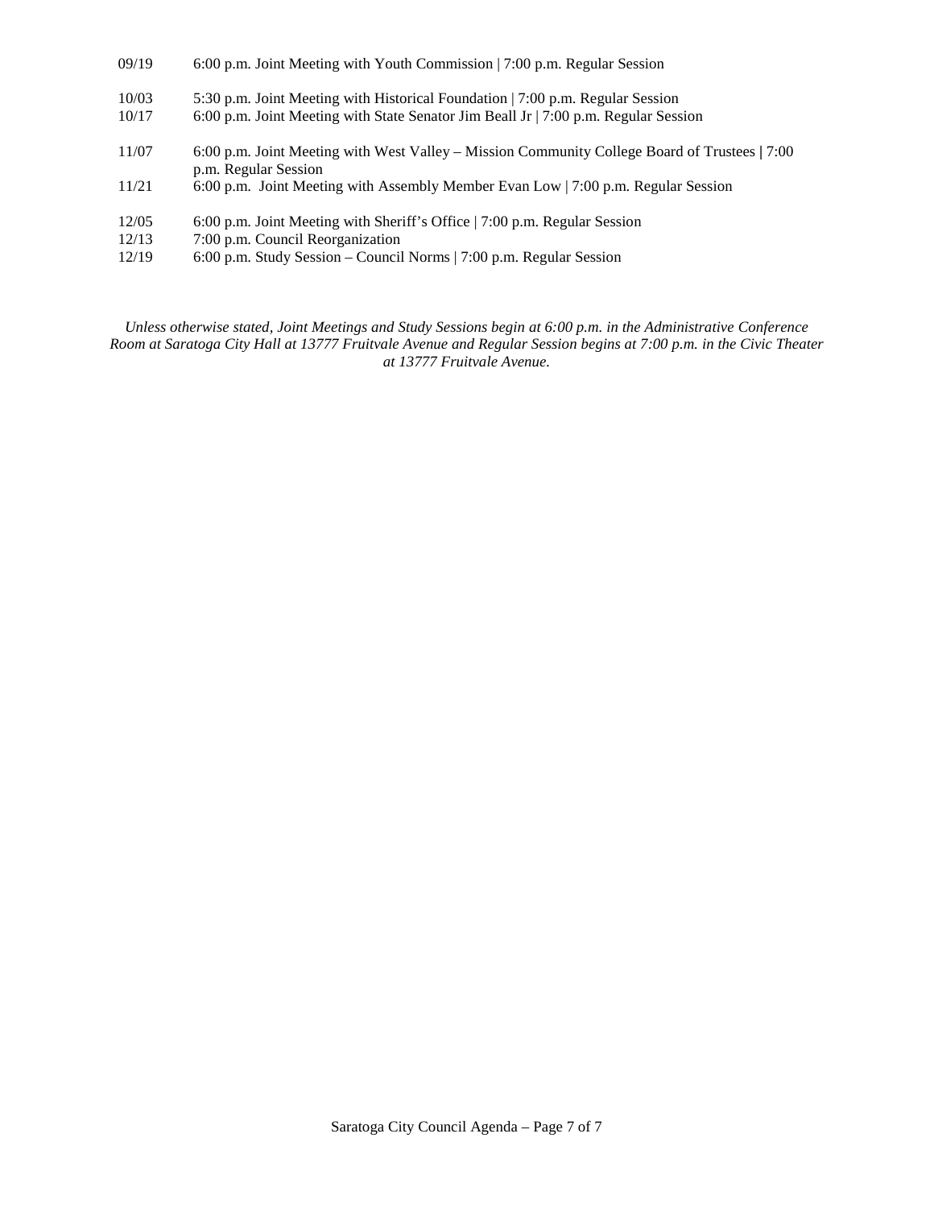| | |
|---|---|
| 09/19 | 6:00 p.m. Joint Meeting with Youth Commission \| 7:00 p.m. Regular Session |
| 10/03 | 5:30 p.m. Joint Meeting with Historical Foundation \| 7:00 p.m. Regular Session |
| 10/17 | 6:00 p.m. Joint Meeting with State Senator Jim Beall Jr \| 7:00 p.m. Regular Session |
| 11/07 | 6:00 p.m. Joint Meeting with West Valley – Mission Community College Board of Trustees \| 7:00 p.m. Regular Session |
| 11/21 | 6:00 p.m. Joint Meeting with Assembly Member Evan Low \| 7:00 p.m. Regular Session |
| 12/05 | 6:00 p.m. Joint Meeting with Sheriff's Office \| 7:00 p.m. Regular Session |
| 12/13 | 7:00 p.m. Council Reorganization |
| 12/19 | 6:00 p.m. Study Session – Council Norms \| 7:00 p.m. Regular Session |

*Unless otherwise stated, Joint Meetings and Study Sessions begin at 6:00 p.m. in the Administrative Conference Room at Saratoga City Hall at 13777 Fruitvale Avenue and Regular Session begins at 7:00 p.m. in the Civic Theater at 13777 Fruitvale Avenue.*